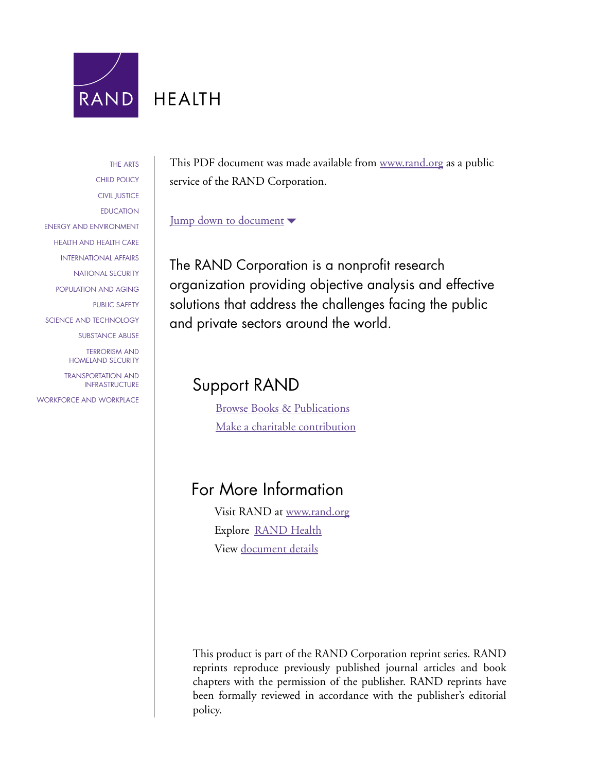RAND

HEALTH

THE ARTS
CHILD POLICY
CIVIL JUSTICE
EDUCATION
ENERGY AND ENVIRONMENT
HEALTH AND HEALTH CARE
INTERNATIONAL AFFAIRS
NATIONAL SECURITY
POPULATION AND AGING
PUBLIC SAFETY
SCIENCE AND TECHNOLOGY
SUBSTANCE ABUSE
TERRORISM AND HOMELAND SECURITY
TRANSPORTATION AND INFRASTRUCTURE
WORKFORCE AND WORKPLACE

This PDF document was made available from www.rand.org as a public service of the RAND Corporation.

Jump down to document

The RAND Corporation is a nonprofit research organization providing objective analysis and effective solutions that address the challenges facing the public and private sectors around the world.

## Support RAND

Browse Books & Publications

Make a charitable contribution

## For More Information

Visit RAND at www.rand.org

Explore RAND Health

View document details

This product is part of the RAND Corporation reprint series. RAND reprints reproduce previously published journal articles and book chapters with the permission of the publisher. RAND reprints have been formally reviewed in accordance with the publisher's editorial policy.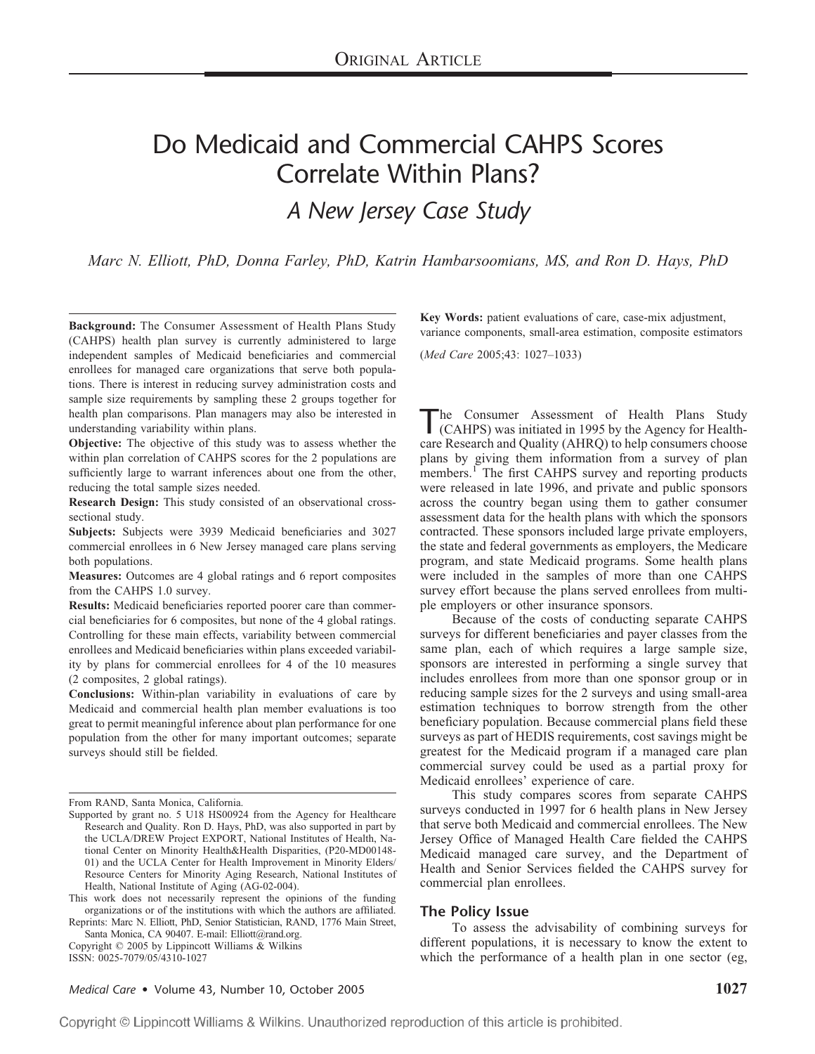ORIGINAL ARTICLE

# Do Medicaid and Commercial CAHPS Scores Correlate Within Plans?

## *A New Jersey Case Study*

*Marc N. Elliott, PhD, Donna Farley, PhD, Katrin Hambarsoomians, MS, and Ron D. Hays, PhD*

**Background:** The Consumer Assessment of Health Plans Study (CAHPS) health plan survey is currently administered to large independent samples of Medicaid beneficiaries and commercial enrollees for managed care organizations that serve both populations. There is interest in reducing survey administration costs and sample size requirements by sampling these 2 groups together for health plan comparisons. Plan managers may also be interested in understanding variability within plans.

**Objective:** The objective of this study was to assess whether the within plan correlation of CAHPS scores for the 2 populations are sufficiently large to warrant inferences about one from the other, reducing the total sample sizes needed.

**Research Design:** This study consisted of an observational cross-sectional study.

**Subjects:** Subjects were 3939 Medicaid beneficiaries and 3027 commercial enrollees in 6 New Jersey managed care plans serving both populations.

**Measures:** Outcomes are 4 global ratings and 6 report composites from the CAHPS 1.0 survey.

**Results:** Medicaid beneficiaries reported poorer care than commercial beneficiaries for 6 composites, but none of the 4 global ratings. Controlling for these main effects, variability between commercial enrollees and Medicaid beneficiaries within plans exceeded variability by plans for commercial enrollees for 4 of the 10 measures (2 composites, 2 global ratings).

**Conclusions:** Within-plan variability in evaluations of care by Medicaid and commercial health plan member evaluations is too great to permit meaningful inference about plan performance for one population from the other for many important outcomes; separate surveys should still be fielded.

**Key Words:** patient evaluations of care, case-mix adjustment, variance components, small-area estimation, composite estimators

(*Med Care* 2005;43: 1027–1033)

From RAND, Santa Monica, California.

Supported by grant no. 5 U18 HS00924 from the Agency for Healthcare Research and Quality. Ron D. Hays, PhD, was also supported in part by the UCLA/DREW Project EXPORT, National Institutes of Health, National Center on Minority Health&Health Disparities, (P20-MD00148-01) and the UCLA Center for Health Improvement in Minority Elders/Resource Centers for Minority Aging Research, National Institutes of Health, National Institute of Aging (AG-02-004).

This work does not necessarily represent the opinions of the funding organizations or of the institutions with which the authors are affiliated.

Reprints: Marc N. Elliott, PhD, Senior Statistician, RAND, 1776 Main Street, Santa Monica, CA 90407. E-mail: Elliott@rand.org.

Copyright © 2005 by Lippincott Williams & Wilkins

ISSN: 0025-7079/05/4310-1027

The Consumer Assessment of Health Plans Study (CAHPS) was initiated in 1995 by the Agency for Healthcare Research and Quality (AHRQ) to help consumers choose plans by giving them information from a survey of plan members.[1] The first CAHPS survey and reporting products were released in late 1996, and private and public sponsors across the country began using them to gather consumer assessment data for the health plans with which the sponsors contracted. These sponsors included large private employers, the state and federal governments as employers, the Medicare program, and state Medicaid programs. Some health plans were included in the samples of more than one CAHPS survey effort because the plans served enrollees from multiple employers or other insurance sponsors.

Because of the costs of conducting separate CAHPS surveys for different beneficiaries and payer classes from the same plan, each of which requires a large sample size, sponsors are interested in performing a single survey that includes enrollees from more than one sponsor group or in reducing sample sizes for the 2 surveys and using small-area estimation techniques to borrow strength from the other beneficiary population. Because commercial plans field these surveys as part of HEDIS requirements, cost savings might be greatest for the Medicaid program if a managed care plan commercial survey could be used as a partial proxy for Medicaid enrollees' experience of care.

This study compares scores from separate CAHPS surveys conducted in 1997 for 6 health plans in New Jersey that serve both Medicaid and commercial enrollees. The New Jersey Office of Managed Health Care fielded the CAHPS Medicaid managed care survey, and the Department of Health and Senior Services fielded the CAHPS survey for commercial plan enrollees.

### The Policy Issue

To assess the advisability of combining surveys for different populations, it is necessary to know the extent to which the performance of a health plan in one sector (eg,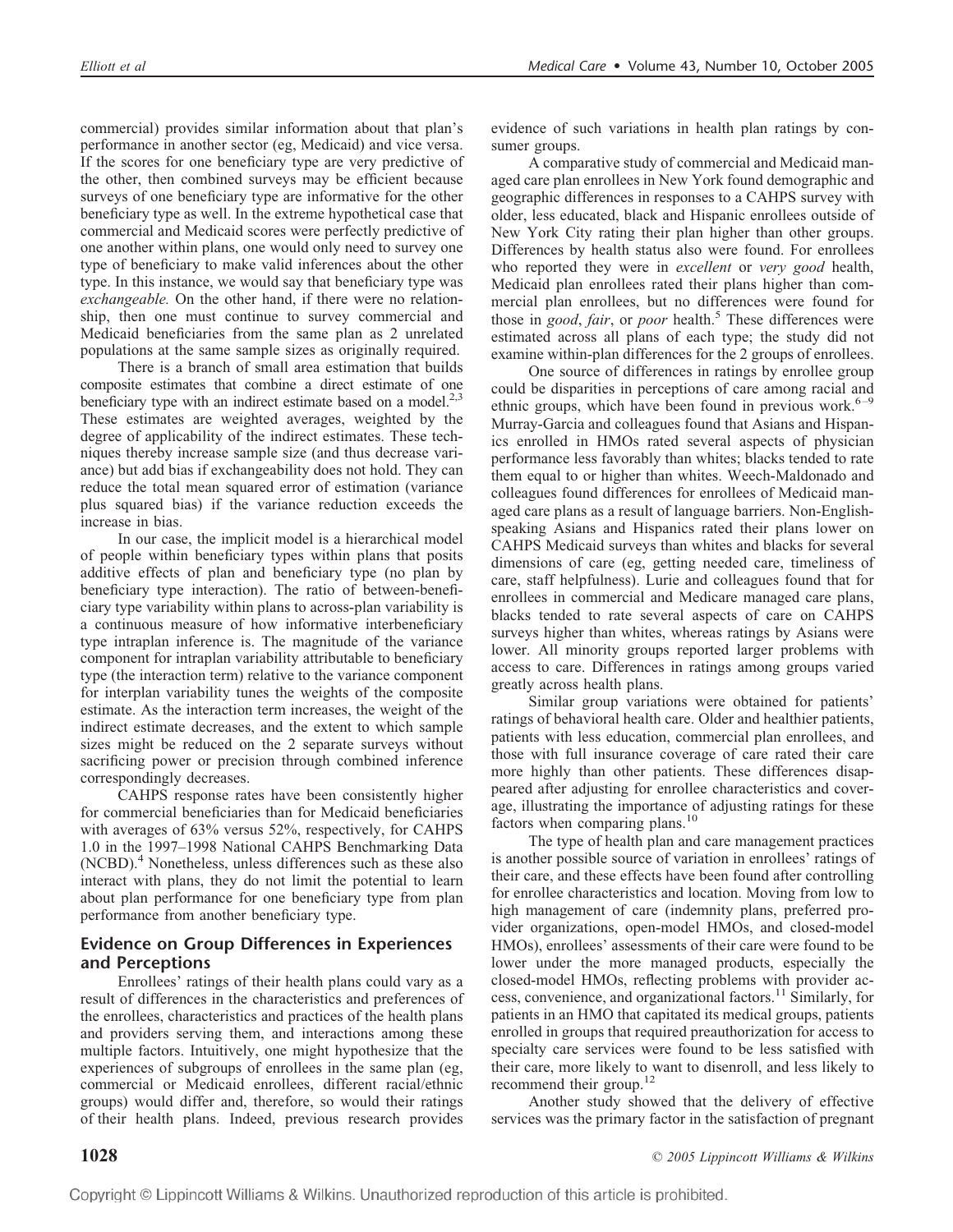commercial) provides similar information about that plan's performance in another sector (eg, Medicaid) and vice versa. If the scores for one beneficiary type are very predictive of the other, then combined surveys may be efficient because surveys of one beneficiary type are informative for the other beneficiary type as well. In the extreme hypothetical case that commercial and Medicaid scores were perfectly predictive of one another within plans, one would only need to survey one type of beneficiary to make valid inferences about the other type. In this instance, we would say that beneficiary type was *exchangeable.* On the other hand, if there were no relationship, then one must continue to survey commercial and Medicaid beneficiaries from the same plan as 2 unrelated populations at the same sample sizes as originally required.

There is a branch of small area estimation that builds composite estimates that combine a direct estimate of one beneficiary type with an indirect estimate based on a model.[2,3] These estimates are weighted averages, weighted by the degree of applicability of the indirect estimates. These techniques thereby increase sample size (and thus decrease variance) but add bias if exchangeability does not hold. They can reduce the total mean squared error of estimation (variance plus squared bias) if the variance reduction exceeds the increase in bias.

In our case, the implicit model is a hierarchical model of people within beneficiary types within plans that posits additive effects of plan and beneficiary type (no plan by beneficiary type interaction). The ratio of between-beneficiary type variability within plans to across-plan variability is a continuous measure of how informative interbeneficiary type intraplan inference is. The magnitude of the variance component for intraplan variability attributable to beneficiary type (the interaction term) relative to the variance component for interplan variability tunes the weights of the composite estimate. As the interaction term increases, the weight of the indirect estimate decreases, and the extent to which sample sizes might be reduced on the 2 separate surveys without sacrificing power or precision through combined inference correspondingly decreases.

CAHPS response rates have been consistently higher for commercial beneficiaries than for Medicaid beneficiaries with averages of 63% versus 52%, respectively, for CAHPS 1.0 in the 1997–1998 National CAHPS Benchmarking Data (NCBD).[4] Nonetheless, unless differences such as these also interact with plans, they do not limit the potential to learn about plan performance for one beneficiary type from plan performance from another beneficiary type.

## Evidence on Group Differences in Experiences and Perceptions

Enrollees' ratings of their health plans could vary as a result of differences in the characteristics and preferences of the enrollees, characteristics and practices of the health plans and providers serving them, and interactions among these multiple factors. Intuitively, one might hypothesize that the experiences of subgroups of enrollees in the same plan (eg, commercial or Medicaid enrollees, different racial/ethnic groups) would differ and, therefore, so would their ratings of their health plans. Indeed, previous research provides evidence of such variations in health plan ratings by consumer groups.

A comparative study of commercial and Medicaid managed care plan enrollees in New York found demographic and geographic differences in responses to a CAHPS survey with older, less educated, black and Hispanic enrollees outside of New York City rating their plan higher than other groups. Differences by health status also were found. For enrollees who reported they were in *excellent* or *very good* health, Medicaid plan enrollees rated their plans higher than commercial plan enrollees, but no differences were found for those in *good*, *fair*, or *poor* health.[5] These differences were estimated across all plans of each type; the study did not examine within-plan differences for the 2 groups of enrollees.

One source of differences in ratings by enrollee group could be disparities in perceptions of care among racial and ethnic groups, which have been found in previous work.[6–9] Murray-Garcia and colleagues found that Asians and Hispanics enrolled in HMOs rated several aspects of physician performance less favorably than whites; blacks tended to rate them equal to or higher than whites. Weech-Maldonado and colleagues found differences for enrollees of Medicaid managed care plans as a result of language barriers. Non-English-speaking Asians and Hispanics rated their plans lower on CAHPS Medicaid surveys than whites and blacks for several dimensions of care (eg, getting needed care, timeliness of care, staff helpfulness). Lurie and colleagues found that for enrollees in commercial and Medicare managed care plans, blacks tended to rate several aspects of care on CAHPS surveys higher than whites, whereas ratings by Asians were lower. All minority groups reported larger problems with access to care. Differences in ratings among groups varied greatly across health plans.

Similar group variations were obtained for patients' ratings of behavioral health care. Older and healthier patients, patients with less education, commercial plan enrollees, and those with full insurance coverage of care rated their care more highly than other patients. These differences disappeared after adjusting for enrollee characteristics and coverage, illustrating the importance of adjusting ratings for these factors when comparing plans.[10]

The type of health plan and care management practices is another possible source of variation in enrollees' ratings of their care, and these effects have been found after controlling for enrollee characteristics and location. Moving from low to high management of care (indemnity plans, preferred provider organizations, open-model HMOs, and closed-model HMOs), enrollees' assessments of their care were found to be lower under the more managed products, especially the closed-model HMOs, reflecting problems with provider access, convenience, and organizational factors.[11] Similarly, for patients in an HMO that capitated its medical groups, patients enrolled in groups that required preauthorization for access to specialty care services were found to be less satisfied with their care, more likely to want to disenroll, and less likely to recommend their group.[12]

Another study showed that the delivery of effective services was the primary factor in the satisfaction of pregnant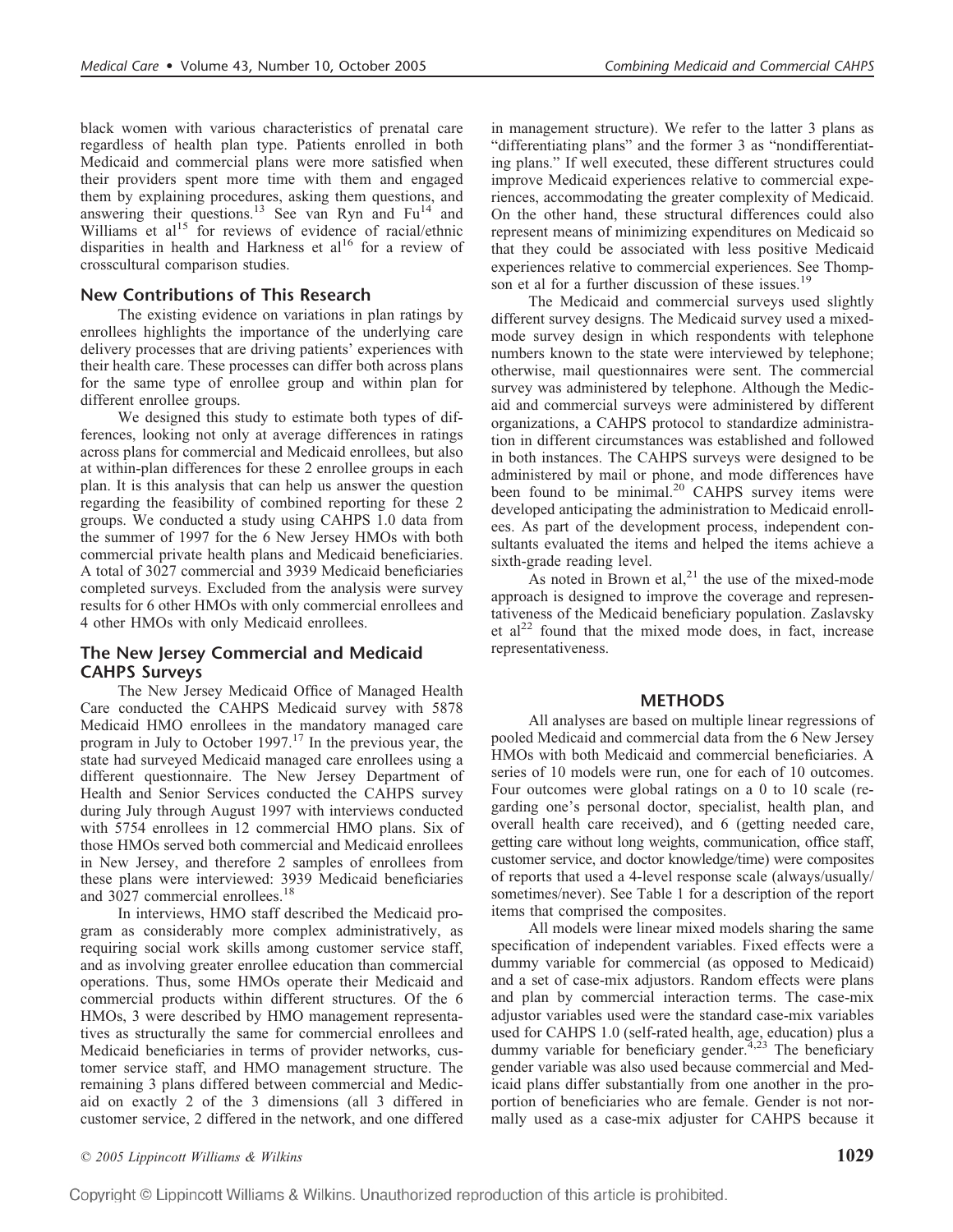black women with various characteristics of prenatal care regardless of health plan type. Patients enrolled in both Medicaid and commercial plans were more satisfied when their providers spent more time with them and engaged them by explaining procedures, asking them questions, and answering their questions.[13] See van Ryn and Fu[14] and Williams et al[15] for reviews of evidence of racial/ethnic disparities in health and Harkness et al[16] for a review of crosscultural comparison studies.

## New Contributions of This Research

The existing evidence on variations in plan ratings by enrollees highlights the importance of the underlying care delivery processes that are driving patients' experiences with their health care. These processes can differ both across plans for the same type of enrollee group and within plan for different enrollee groups.

We designed this study to estimate both types of differences, looking not only at average differences in ratings across plans for commercial and Medicaid enrollees, but also at within-plan differences for these 2 enrollee groups in each plan. It is this analysis that can help us answer the question regarding the feasibility of combined reporting for these 2 groups. We conducted a study using CAHPS 1.0 data from the summer of 1997 for the 6 New Jersey HMOs with both commercial private health plans and Medicaid beneficiaries. A total of 3027 commercial and 3939 Medicaid beneficiaries completed surveys. Excluded from the analysis were survey results for 6 other HMOs with only commercial enrollees and 4 other HMOs with only Medicaid enrollees.

## The New Jersey Commercial and Medicaid CAHPS Surveys

The New Jersey Medicaid Office of Managed Health Care conducted the CAHPS Medicaid survey with 5878 Medicaid HMO enrollees in the mandatory managed care program in July to October 1997.[17] In the previous year, the state had surveyed Medicaid managed care enrollees using a different questionnaire. The New Jersey Department of Health and Senior Services conducted the CAHPS survey during July through August 1997 with interviews conducted with 5754 enrollees in 12 commercial HMO plans. Six of those HMOs served both commercial and Medicaid enrollees in New Jersey, and therefore 2 samples of enrollees from these plans were interviewed: 3939 Medicaid beneficiaries and 3027 commercial enrollees.[18]

In interviews, HMO staff described the Medicaid program as considerably more complex administratively, as requiring social work skills among customer service staff, and as involving greater enrollee education than commercial operations. Thus, some HMOs operate their Medicaid and commercial products within different structures. Of the 6 HMOs, 3 were described by HMO management representatives as structurally the same for commercial enrollees and Medicaid beneficiaries in terms of provider networks, customer service staff, and HMO management structure. The remaining 3 plans differed between commercial and Medicaid on exactly 2 of the 3 dimensions (all 3 differed in customer service, 2 differed in the network, and one differed in management structure). We refer to the latter 3 plans as "differentiating plans" and the former 3 as "nondifferentiating plans." If well executed, these different structures could improve Medicaid experiences relative to commercial experiences, accommodating the greater complexity of Medicaid. On the other hand, these structural differences could also represent means of minimizing expenditures on Medicaid so that they could be associated with less positive Medicaid experiences relative to commercial experiences. See Thompson et al for a further discussion of these issues.[19]

The Medicaid and commercial surveys used slightly different survey designs. The Medicaid survey used a mixed-mode survey design in which respondents with telephone numbers known to the state were interviewed by telephone; otherwise, mail questionnaires were sent. The commercial survey was administered by telephone. Although the Medicaid and commercial surveys were administered by different organizations, a CAHPS protocol to standardize administration in different circumstances was established and followed in both instances. The CAHPS surveys were designed to be administered by mail or phone, and mode differences have been found to be minimal.[20] CAHPS survey items were developed anticipating the administration to Medicaid enrollees. As part of the development process, independent consultants evaluated the items and helped the items achieve a sixth-grade reading level.

As noted in Brown et al,[21] the use of the mixed-mode approach is designed to improve the coverage and representativeness of the Medicaid beneficiary population. Zaslavsky et al[22] found that the mixed mode does, in fact, increase representativeness.

## METHODS

All analyses are based on multiple linear regressions of pooled Medicaid and commercial data from the 6 New Jersey HMOs with both Medicaid and commercial beneficiaries. A series of 10 models were run, one for each of 10 outcomes. Four outcomes were global ratings on a 0 to 10 scale (regarding one's personal doctor, specialist, health plan, and overall health care received), and 6 (getting needed care, getting care without long weights, communication, office staff, customer service, and doctor knowledge/time) were composites of reports that used a 4-level response scale (always/usually/sometimes/never). See Table 1 for a description of the report items that comprised the composites.

All models were linear mixed models sharing the same specification of independent variables. Fixed effects were a dummy variable for commercial (as opposed to Medicaid) and a set of case-mix adjustors. Random effects were plans and plan by commercial interaction terms. The case-mix adjustor variables used were the standard case-mix variables used for CAHPS 1.0 (self-rated health, age, education) plus a dummy variable for beneficiary gender.[4,23] The beneficiary gender variable was also used because commercial and Medicaid plans differ substantially from one another in the proportion of beneficiaries who are female. Gender is not normally used as a case-mix adjuster for CAHPS because it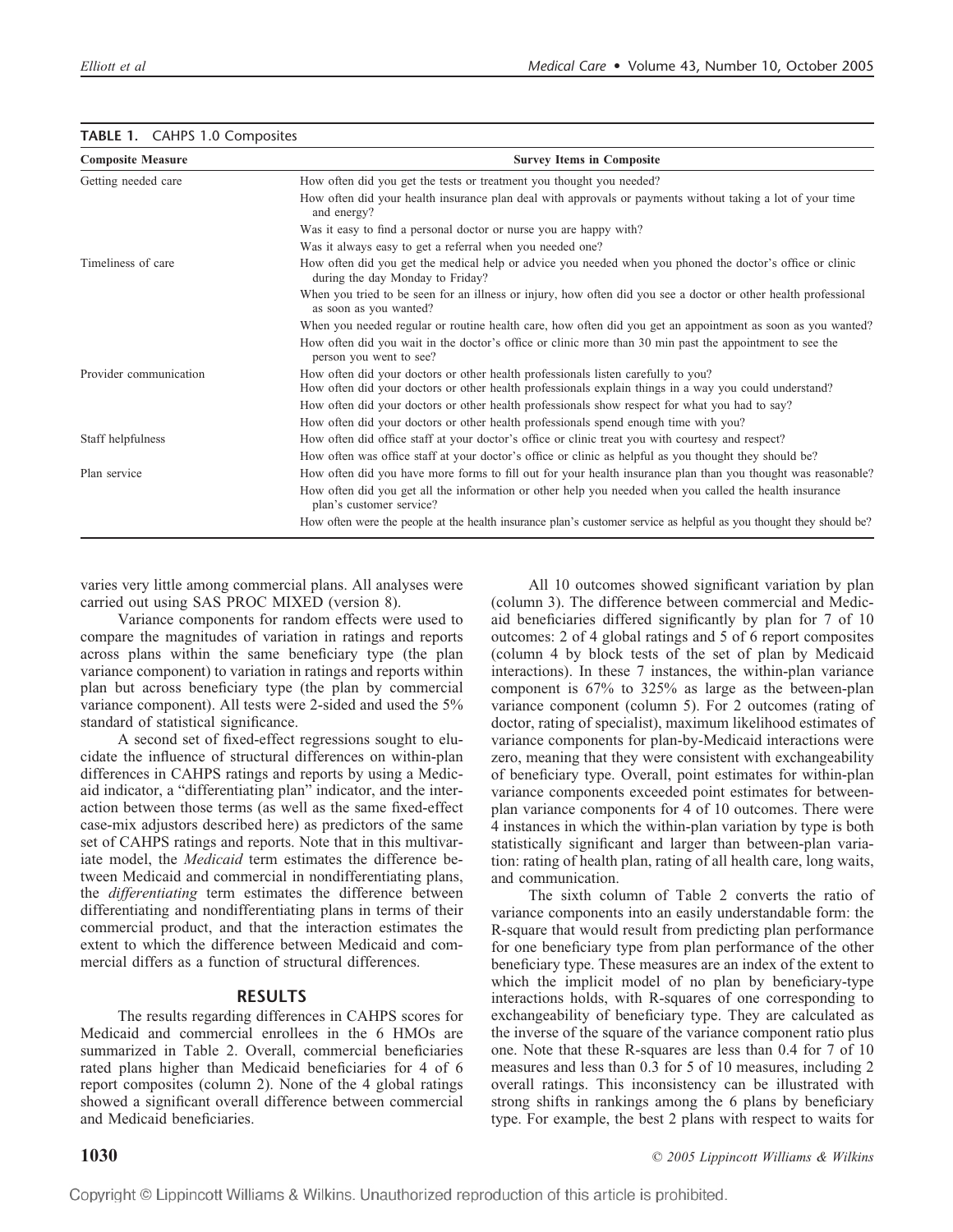**TABLE 1.** CAHPS 1.0 Composites

| Composite Measure | Survey Items in Composite |
|---|---|
| Getting needed care | How often did you get the tests or treatment you thought you needed? |
| | How often did your health insurance plan deal with approvals or payments without taking a lot of your time and energy? |
| | Was it easy to find a personal doctor or nurse you are happy with? |
| | Was it always easy to get a referral when you needed one? |
| Timeliness of care | How often did you get the medical help or advice you needed when you phoned the doctor's office or clinic during the day Monday to Friday? |
| | When you tried to be seen for an illness or injury, how often did you see a doctor or other health professional as soon as you wanted? |
| | When you needed regular or routine health care, how often did you get an appointment as soon as you wanted? |
| | How often did you wait in the doctor's office or clinic more than 30 min past the appointment to see the person you went to see? |
| Provider communication | How often did your doctors or other health professionals listen carefully to you? |
| | How often did your doctors or other health professionals explain things in a way you could understand? |
| | How often did your doctors or other health professionals show respect for what you had to say? |
| | How often did your doctors or other health professionals spend enough time with you? |
| Staff helpfulness | How often did office staff at your doctor's office or clinic treat you with courtesy and respect? |
| | How often was office staff at your doctor's office or clinic as helpful as you thought they should be? |
| Plan service | How often did you have more forms to fill out for your health insurance plan than you thought was reasonable? |
| | How often did you get all the information or other help you needed when you called the health insurance plan's customer service? |
| | How often were the people at the health insurance plan's customer service as helpful as you thought they should be? |

varies very little among commercial plans. All analyses were carried out using SAS PROC MIXED (version 8).

Variance components for random effects were used to compare the magnitudes of variation in ratings and reports across plans within the same beneficiary type (the plan variance component) to variation in ratings and reports within plan but across beneficiary type (the plan by commercial variance component). All tests were 2-sided and used the 5% standard of statistical significance.

A second set of fixed-effect regressions sought to elucidate the influence of structural differences on within-plan differences in CAHPS ratings and reports by using a Medicaid indicator, a "differentiating plan" indicator, and the interaction between those terms (as well as the same fixed-effect case-mix adjustors described here) as predictors of the same set of CAHPS ratings and reports. Note that in this multivariate model, the *Medicaid* term estimates the difference between Medicaid and commercial in nondifferentiating plans, the *differentiating* term estimates the difference between differentiating and nondifferentiating plans in terms of their commercial product, and that the interaction estimates the extent to which the difference between Medicaid and commercial differs as a function of structural differences.

## RESULTS

The results regarding differences in CAHPS scores for Medicaid and commercial enrollees in the 6 HMOs are summarized in Table 2. Overall, commercial beneficiaries rated plans higher than Medicaid beneficiaries for 4 of 6 report composites (column 2). None of the 4 global ratings showed a significant overall difference between commercial and Medicaid beneficiaries.

All 10 outcomes showed significant variation by plan (column 3). The difference between commercial and Medicaid beneficiaries differed significantly by plan for 7 of 10 outcomes: 2 of 4 global ratings and 5 of 6 report composites (column 4 by block tests of the set of plan by Medicaid interactions). In these 7 instances, the within-plan variance component is 67% to 325% as large as the between-plan variance component (column 5). For 2 outcomes (rating of doctor, rating of specialist), maximum likelihood estimates of variance components for plan-by-Medicaid interactions were zero, meaning that they were consistent with exchangeability of beneficiary type. Overall, point estimates for within-plan variance components exceeded point estimates for between-plan variance components for 4 of 10 outcomes. There were 4 instances in which the within-plan variation by type is both statistically significant and larger than between-plan variation: rating of health plan, rating of all health care, long waits, and communication.

The sixth column of Table 2 converts the ratio of variance components into an easily understandable form: the R-square that would result from predicting plan performance for one beneficiary type from plan performance of the other beneficiary type. These measures are an index of the extent to which the implicit model of no plan by beneficiary-type interactions holds, with R-squares of one corresponding to exchangeability of beneficiary type. They are calculated as the inverse of the square of the variance component ratio plus one. Note that these R-squares are less than 0.4 for 7 of 10 measures and less than 0.3 for 5 of 10 measures, including 2 overall ratings. This inconsistency can be illustrated with strong shifts in rankings among the 6 plans by beneficiary type. For example, the best 2 plans with respect to waits for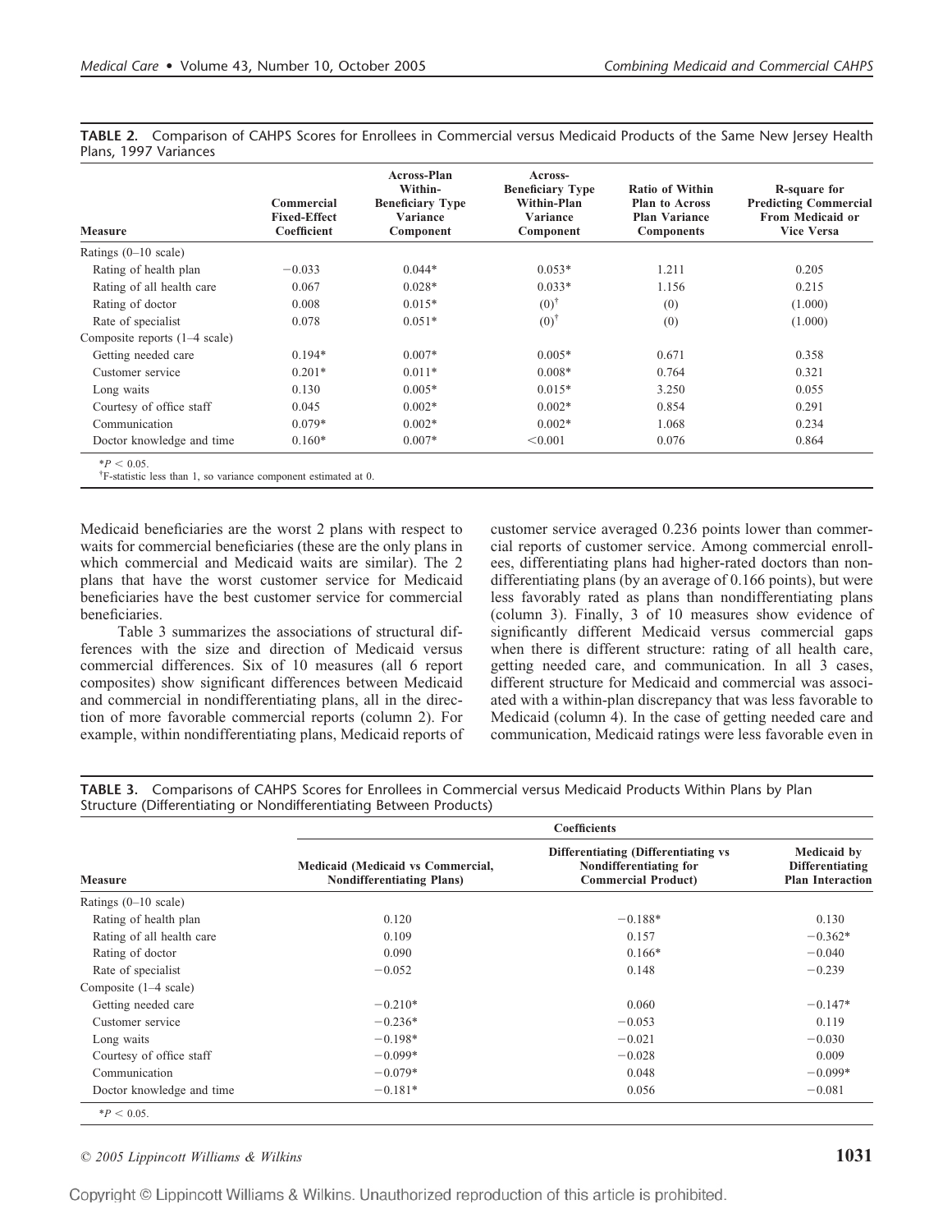**TABLE 2.** Comparison of CAHPS Scores for Enrollees in Commercial versus Medicaid Products of the Same New Jersey Health Plans, 1997 Variances

| Measure | Commercial Fixed-Effect Coefficient | Across-Plan Within-Beneficiary Type Variance Component | Across-Beneficiary Type Within-Plan Variance Component | Ratio of Within Plan to Across Plan Variance Components | R-square for Predicting Commercial From Medicaid or Vice Versa |
|---|---|---|---|---|---|
| Ratings (0–10 scale) | | | | | |
| Rating of health plan | −0.033 | 0.044* | 0.053* | 1.211 | 0.205 |
| Rating of all health care | 0.067 | 0.028* | 0.033* | 1.156 | 0.215 |
| Rating of doctor | 0.008 | 0.015* | (0)[†] | (0) | (1.000) |
| Rate of specialist | 0.078 | 0.051* | (0)[†] | (0) | (1.000) |
| Composite reports (1–4 scale) | | | | | |
| Getting needed care | 0.194* | 0.007* | 0.005* | 0.671 | 0.358 |
| Customer service | 0.201* | 0.011* | 0.008* | 0.764 | 0.321 |
| Long waits | 0.130 | 0.005* | 0.015* | 3.250 | 0.055 |
| Courtesy of office staff | 0.045 | 0.002* | 0.002* | 0.854 | 0.291 |
| Communication | 0.079* | 0.002* | 0.002* | 1.068 | 0.234 |
| Doctor knowledge and time | 0.160* | 0.007* | <0.001 | 0.076 | 0.864 |

*$P < 0.05$.
[†]F-statistic less than 1, so variance component estimated at 0.

Medicaid beneficiaries are the worst 2 plans with respect to waits for commercial beneficiaries (these are the only plans in which commercial and Medicaid waits are similar). The 2 plans that have the worst customer service for Medicaid beneficiaries have the best customer service for commercial beneficiaries.

Table 3 summarizes the associations of structural differences with the size and direction of Medicaid versus commercial differences. Six of 10 measures (all 6 report composites) show significant differences between Medicaid and commercial in nondifferentiating plans, all in the direction of more favorable commercial reports (column 2). For example, within nondifferentiating plans, Medicaid reports of customer service averaged 0.236 points lower than commercial reports of customer service. Among commercial enrollees, differentiating plans had higher-rated doctors than nondifferentiating plans (by an average of 0.166 points), but were less favorably rated as plans than nondifferentiating plans (column 3). Finally, 3 of 10 measures show evidence of significantly different Medicaid versus commercial gaps when there is different structure: rating of all health care, getting needed care, and communication. In all 3 cases, different structure for Medicaid and commercial was associated with a within-plan discrepancy that was less favorable to Medicaid (column 4). In the case of getting needed care and communication, Medicaid ratings were less favorable even in

**TABLE 3.** Comparisons of CAHPS Scores for Enrollees in Commercial versus Medicaid Products Within Plans by Plan Structure (Differentiating or Nondifferentiating Between Products)

| Measure | Coefficients | | |
|---|---|---|---|
| | Medicaid (Medicaid vs Commercial, Nondifferentiating Plans) | Differentiating (Differentiating vs Nondifferentiating for Commercial Product) | Medicaid by Differentiating Plan Interaction |
| Ratings (0–10 scale) | | | |
| Rating of health plan | 0.120 | −0.188* | 0.130 |
| Rating of all health care | 0.109 | 0.157 | −0.362* |
| Rating of doctor | 0.090 | 0.166* | −0.040 |
| Rate of specialist | −0.052 | 0.148 | −0.239 |
| Composite (1–4 scale) | | | |
| Getting needed care | −0.210* | 0.060 | −0.147* |
| Customer service | −0.236* | −0.053 | 0.119 |
| Long waits | −0.198* | −0.021 | −0.030 |
| Courtesy of office staff | −0.099* | −0.028 | 0.009 |
| Communication | −0.079* | 0.048 | −0.099* |
| Doctor knowledge and time | −0.181* | 0.056 | −0.081 |

*$P < 0.05$.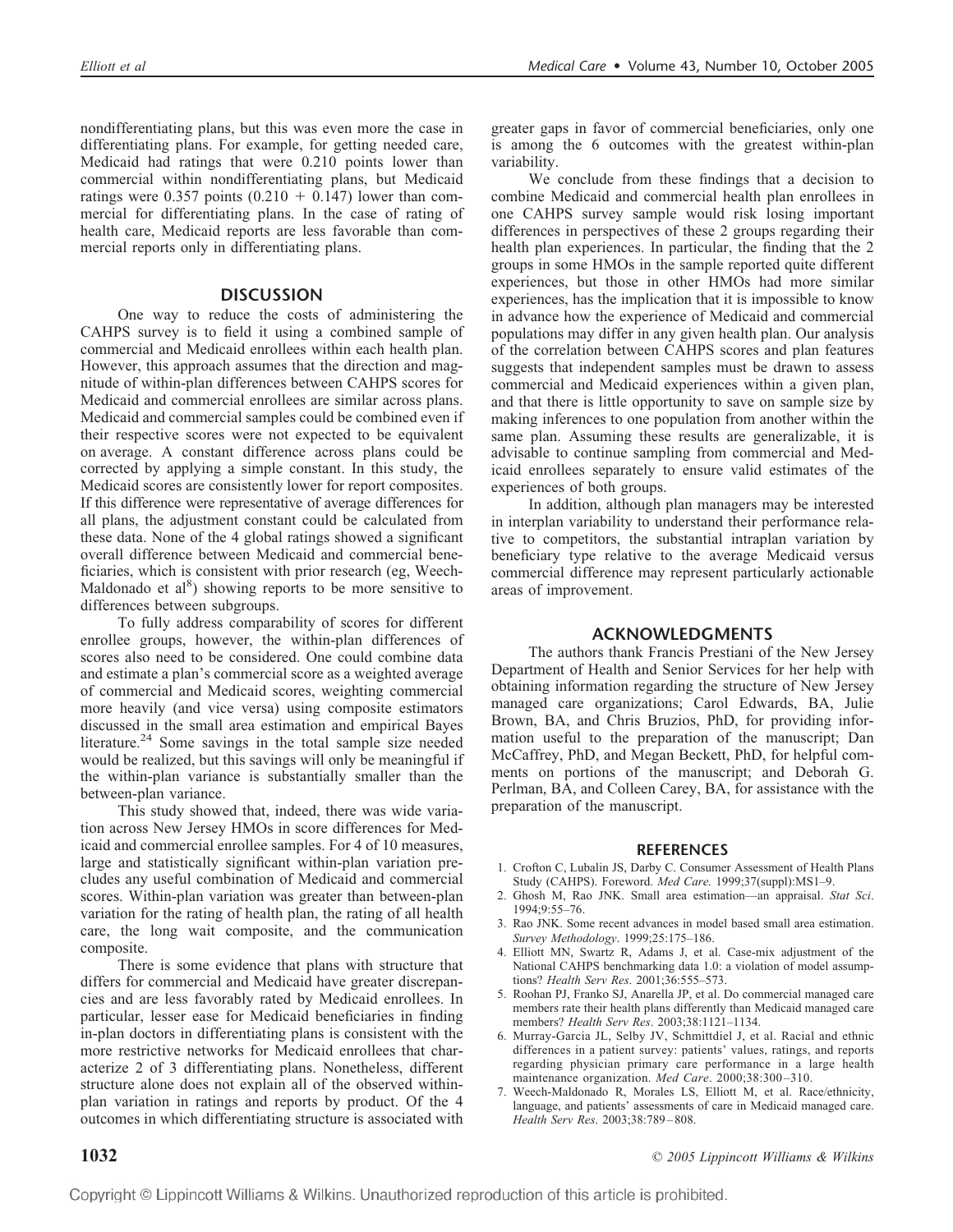nondifferentiating plans, but this was even more the case in differentiating plans. For example, for getting needed care, Medicaid had ratings that were 0.210 points lower than commercial within nondifferentiating plans, but Medicaid ratings were 0.357 points (0.210 + 0.147) lower than commercial for differentiating plans. In the case of rating of health care, Medicaid reports are less favorable than commercial reports only in differentiating plans.

## DISCUSSION

One way to reduce the costs of administering the CAHPS survey is to field it using a combined sample of commercial and Medicaid enrollees within each health plan. However, this approach assumes that the direction and magnitude of within-plan differences between CAHPS scores for Medicaid and commercial enrollees are similar across plans. Medicaid and commercial samples could be combined even if their respective scores were not expected to be equivalent on average. A constant difference across plans could be corrected by applying a simple constant. In this study, the Medicaid scores are consistently lower for report composites. If this difference were representative of average differences for all plans, the adjustment constant could be calculated from these data. None of the 4 global ratings showed a significant overall difference between Medicaid and commercial beneficiaries, which is consistent with prior research (eg, Weech-Maldonado et al[8]) showing reports to be more sensitive to differences between subgroups.

To fully address comparability of scores for different enrollee groups, however, the within-plan differences of scores also need to be considered. One could combine data and estimate a plan's commercial score as a weighted average of commercial and Medicaid scores, weighting commercial more heavily (and vice versa) using composite estimators discussed in the small area estimation and empirical Bayes literature.[24] Some savings in the total sample size needed would be realized, but this savings will only be meaningful if the within-plan variance is substantially smaller than the between-plan variance.

This study showed that, indeed, there was wide variation across New Jersey HMOs in score differences for Medicaid and commercial enrollee samples. For 4 of 10 measures, large and statistically significant within-plan variation precludes any useful combination of Medicaid and commercial scores. Within-plan variation was greater than between-plan variation for the rating of health plan, the rating of all health care, the long wait composite, and the communication composite.

There is some evidence that plans with structure that differs for commercial and Medicaid have greater discrepancies and are less favorably rated by Medicaid enrollees. In particular, lesser ease for Medicaid beneficiaries in finding in-plan doctors in differentiating plans is consistent with the more restrictive networks for Medicaid enrollees that characterize 2 of 3 differentiating plans. Nonetheless, different structure alone does not explain all of the observed within-plan variation in ratings and reports by product. Of the 4 outcomes in which differentiating structure is associated with greater gaps in favor of commercial beneficiaries, only one is among the 6 outcomes with the greatest within-plan variability.

We conclude from these findings that a decision to combine Medicaid and commercial health plan enrollees in one CAHPS survey sample would risk losing important differences in perspectives of these 2 groups regarding their health plan experiences. In particular, the finding that the 2 groups in some HMOs in the sample reported quite different experiences, but those in other HMOs had more similar experiences, has the implication that it is impossible to know in advance how the experience of Medicaid and commercial populations may differ in any given health plan. Our analysis of the correlation between CAHPS scores and plan features suggests that independent samples must be drawn to assess commercial and Medicaid experiences within a given plan, and that there is little opportunity to save on sample size by making inferences to one population from another within the same plan. Assuming these results are generalizable, it is advisable to continue sampling from commercial and Medicaid enrollees separately to ensure valid estimates of the experiences of both groups.

In addition, although plan managers may be interested in interplan variability to understand their performance relative to competitors, the substantial intraplan variation by beneficiary type relative to the average Medicaid versus commercial difference may represent particularly actionable areas of improvement.

## ACKNOWLEDGMENTS

The authors thank Francis Prestiani of the New Jersey Department of Health and Senior Services for her help with obtaining information regarding the structure of New Jersey managed care organizations; Carol Edwards, BA, Julie Brown, BA, and Chris Bruzios, PhD, for providing information useful to the preparation of the manuscript; Dan McCaffrey, PhD, and Megan Beckett, PhD, for helpful comments on portions of the manuscript; and Deborah G. Perlman, BA, and Colleen Carey, BA, for assistance with the preparation of the manuscript.

## REFERENCES

1. Crofton C, Lubalin JS, Darby C. Consumer Assessment of Health Plans Study (CAHPS). Foreword. *Med Care.* 1999;37(suppl):MS1–9.
2. Ghosh M, Rao JNK. Small area estimation—an appraisal. *Stat Sci*. 1994;9:55–76.
3. Rao JNK. Some recent advances in model based small area estimation. *Survey Methodology*. 1999;25:175–186.
4. Elliott MN, Swartz R, Adams J, et al. Case-mix adjustment of the National CAHPS benchmarking data 1.0: a violation of model assumptions? *Health Serv Res*. 2001;36:555–573.
5. Roohan PJ, Franko SJ, Anarella JP, et al. Do commercial managed care members rate their health plans differently than Medicaid managed care members? *Health Serv Res*. 2003;38:1121–1134.
6. Murray-Garcia JL, Selby JV, Schmittdiel J, et al. Racial and ethnic differences in a patient survey: patients' values, ratings, and reports regarding physician primary care performance in a large health maintenance organization. *Med Care*. 2000;38:300–310.
7. Weech-Maldonado R, Morales LS, Elliott M, et al. Race/ethnicity, language, and patients' assessments of care in Medicaid managed care. *Health Serv Res*. 2003;38:789–808.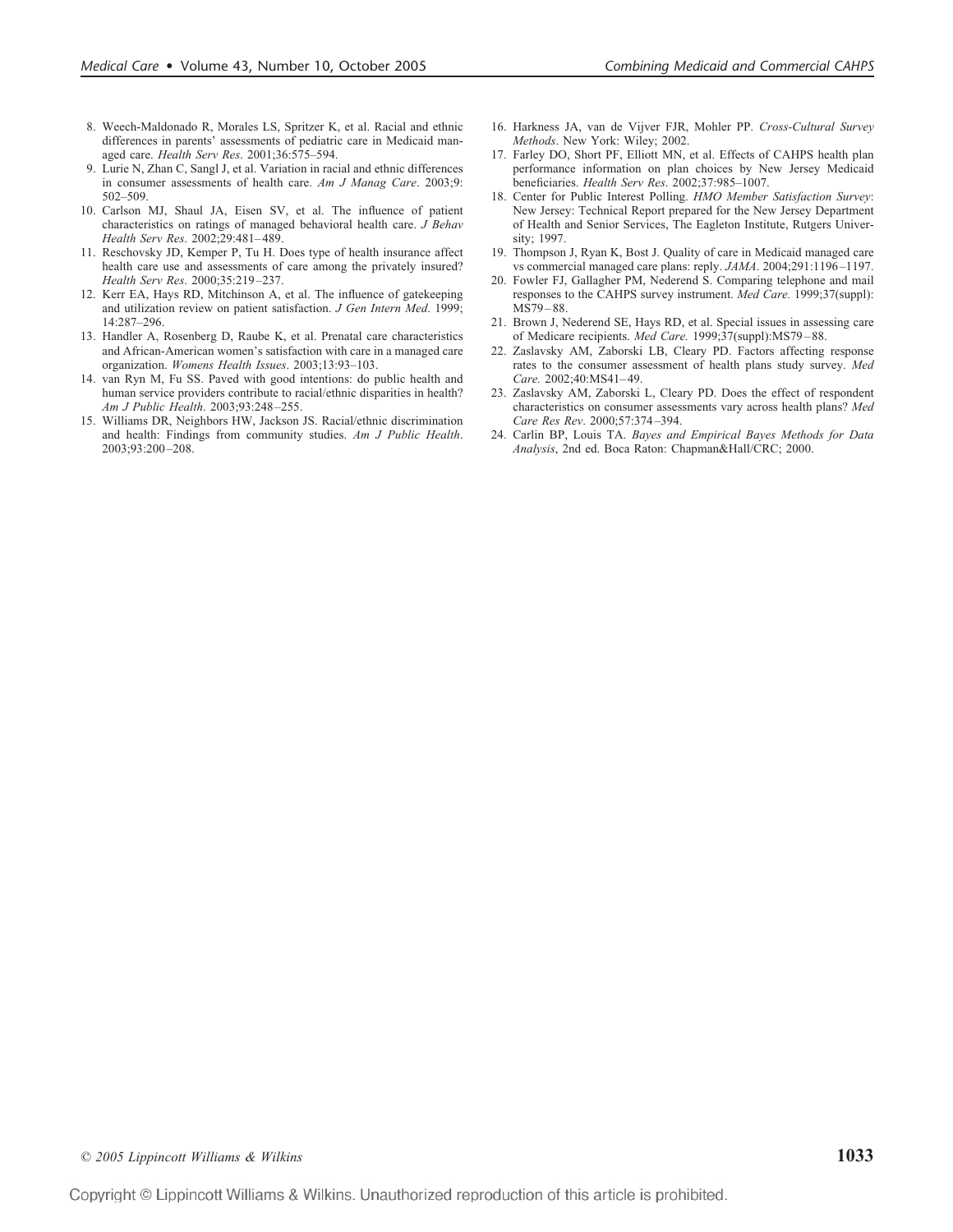8. Weech-Maldonado R, Morales LS, Spritzer K, et al. Racial and ethnic differences in parents' assessments of pediatric care in Medicaid managed care. *Health Serv Res*. 2001;36:575–594.
9. Lurie N, Zhan C, Sangl J, et al. Variation in racial and ethnic differences in consumer assessments of health care. *Am J Manag Care*. 2003;9: 502–509.
10. Carlson MJ, Shaul JA, Eisen SV, et al. The influence of patient characteristics on ratings of managed behavioral health care. *J Behav Health Serv Res*. 2002;29:481–489.
11. Reschovsky JD, Kemper P, Tu H. Does type of health insurance affect health care use and assessments of care among the privately insured? *Health Serv Res*. 2000;35:219–237.
12. Kerr EA, Hays RD, Mitchinson A, et al. The influence of gatekeeping and utilization review on patient satisfaction. *J Gen Intern Med*. 1999; 14:287–296.
13. Handler A, Rosenberg D, Raube K, et al. Prenatal care characteristics and African-American women's satisfaction with care in a managed care organization. *Womens Health Issues*. 2003;13:93–103.
14. van Ryn M, Fu SS. Paved with good intentions: do public health and human service providers contribute to racial/ethnic disparities in health? *Am J Public Health*. 2003;93:248–255.
15. Williams DR, Neighbors HW, Jackson JS. Racial/ethnic discrimination and health: Findings from community studies. *Am J Public Health*. 2003;93:200–208.
16. Harkness JA, van de Vijver FJR, Mohler PP. *Cross-Cultural Survey Methods*. New York: Wiley; 2002.
17. Farley DO, Short PF, Elliott MN, et al. Effects of CAHPS health plan performance information on plan choices by New Jersey Medicaid beneficiaries. *Health Serv Res*. 2002;37:985–1007.
18. Center for Public Interest Polling. *HMO Member Satisfaction Survey*: New Jersey: Technical Report prepared for the New Jersey Department of Health and Senior Services, The Eagleton Institute, Rutgers University; 1997.
19. Thompson J, Ryan K, Bost J. Quality of care in Medicaid managed care vs commercial managed care plans: reply. *JAMA*. 2004;291:1196–1197.
20. Fowler FJ, Gallagher PM, Nederend S. Comparing telephone and mail responses to the CAHPS survey instrument. *Med Care*. 1999;37(suppl): MS79–88.
21. Brown J, Nederend SE, Hays RD, et al. Special issues in assessing care of Medicare recipients. *Med Care*. 1999;37(suppl):MS79–88.
22. Zaslavsky AM, Zaborski LB, Cleary PD. Factors affecting response rates to the consumer assessment of health plans study survey. *Med Care*. 2002;40:MS41–49.
23. Zaslavsky AM, Zaborski L, Cleary PD. Does the effect of respondent characteristics on consumer assessments vary across health plans? *Med Care Res Rev*. 2000;57:374–394.
24. Carlin BP, Louis TA. *Bayes and Empirical Bayes Methods for Data Analysis*, 2nd ed. Boca Raton: Chapman&Hall/CRC; 2000.